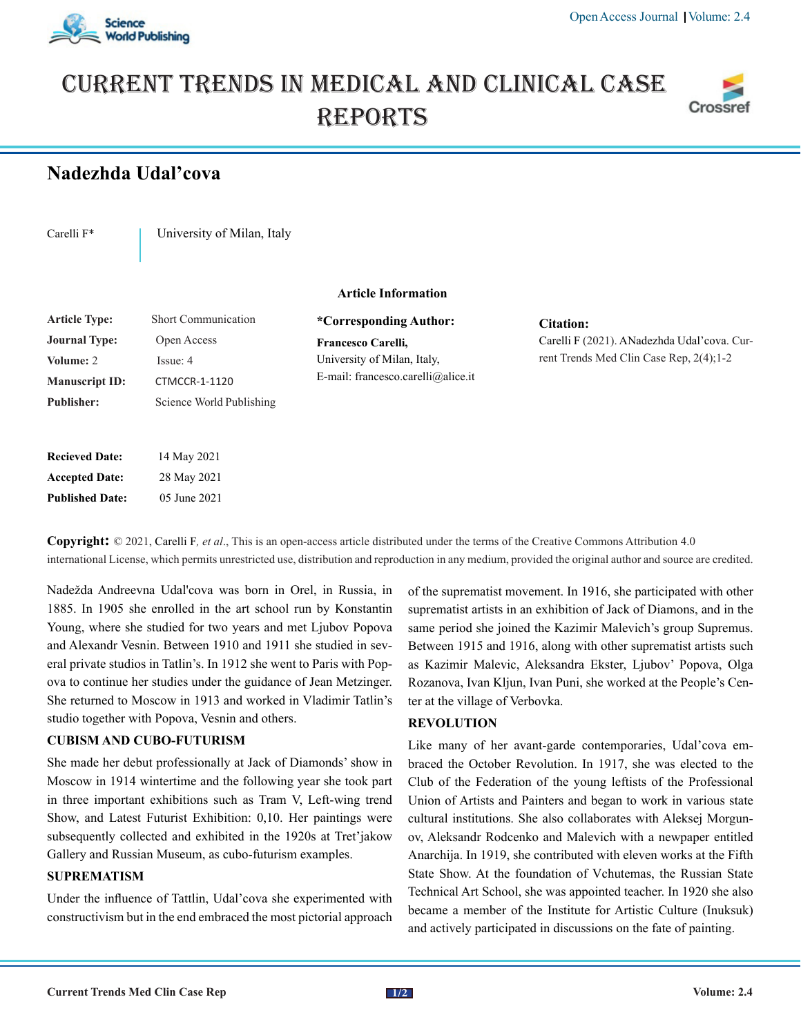# Nadezhda Udal'cova

Carelli F* | University of Milan, Italy

**Article Information**

| | |
|---|---|
| **Article Type:** | Short Communication |
| **Journal Type:** | Open Access |
| **Volume:** 2 | Issue: 4 |
| **Manuscript ID:** | CTMCCR-1-1120 |
| **Publisher:** | Science World Publishing |

| | |
|---|---|
| **Recieved Date:** | 14 May 2021 |
| **Accepted Date:** | 28 May 2021 |
| **Published Date:** | 05 June 2021 |

***Corresponding Author:**

**Francesco Carelli,**
University of Milan, Italy,
E-mail: francesco.carelli@alice.it

**Citation:**

Carelli F (2021). ANadezhda Udal'cova. Current Trends Med Clin Case Rep, 2(4);1-2

**Copyright:** © 2021, Carelli F*, et al*., This is an open-access article distributed under the terms of the Creative Commons Attribution 4.0 international License, which permits unrestricted use, distribution and reproduction in any medium, provided the original author and source are credited.

Nadežda Andreevna Udal'cova was born in Orel, in Russia, in 1885. In 1905 she enrolled in the art school run by Konstantin Young, where she studied for two years and met Ljubov Popova and Alexandr Vesnin. Between 1910 and 1911 she studied in several private studios in Tatlin's. In 1912 she went to Paris with Popova to continue her studies under the guidance of Jean Metzinger. She returned to Moscow in 1913 and worked in Vladimir Tatlin's studio together with Popova, Vesnin and others.

## CUBISM AND CUBO-FUTURISM

She made her debut professionally at Jack of Diamonds' show in Moscow in 1914 wintertime and the following year she took part in three important exhibitions such as Tram V, Left-wing trend Show, and Latest Futurist Exhibition: 0,10. Her paintings were subsequently collected and exhibited in the 1920s at Tret'jakow Gallery and Russian Museum, as cubo-futurism examples.

## SUPREMATISM

Under the influence of Tattlin, Udal'cova she experimented with constructivism but in the end embraced the most pictorial approach of the suprematist movement. In 1916, she participated with other suprematist artists in an exhibition of Jack of Diamonds, and in the same period she joined the Kazimir Malevich's group Supremus. Between 1915 and 1916, along with other suprematist artists such as Kazimir Malevic, Aleksandra Ekster, Ljubov' Popova, Olga Rozanova, Ivan Kljun, Ivan Puni, she worked at the People's Center at the village of Verbovka.

## REVOLUTION

Like many of her avant-garde contemporaries, Udal'cova embraced the October Revolution. In 1917, she was elected to the Club of the Federation of the young leftists of the Professional Union of Artists and Painters and began to work in various state cultural institutions. She also collaborates with Aleksej Morgunov, Aleksandr Rodcenko and Malevich with a newpaper entitled Anarchija. In 1919, she contributed with eleven works at the Fifth State Show. At the foundation of Vchutemas, the Russian State Technical Art School, she was appointed teacher. In 1920 she also became a member of the Institute for Artistic Culture (Inuksuk) and actively participated in discussions on the fate of painting.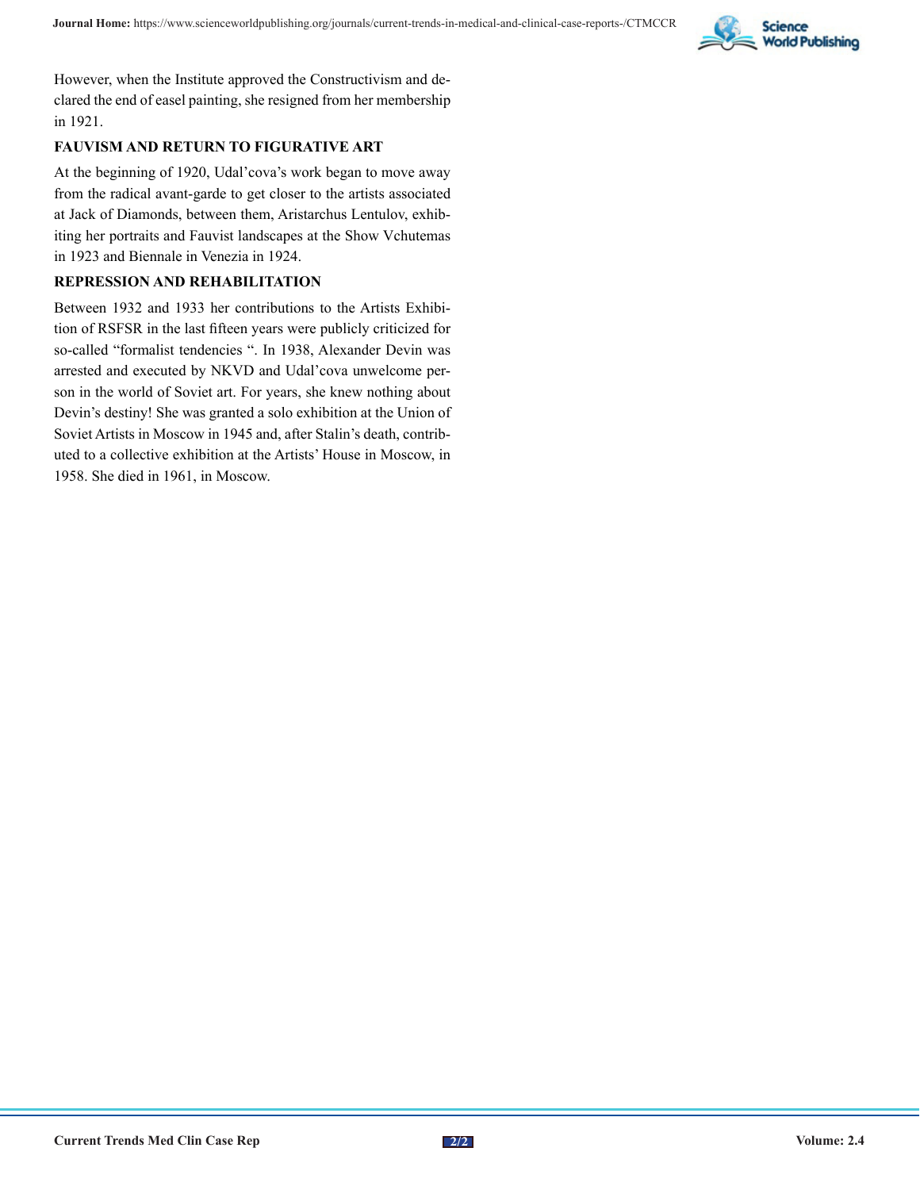However, when the Institute approved the Constructivism and declared the end of easel painting, she resigned from her membership in 1921.

## FAUVISM AND RETURN TO FIGURATIVE ART

At the beginning of 1920, Udal'cova's work began to move away from the radical avant-garde to get closer to the artists associated at Jack of Diamonds, between them, Aristarchus Lentulov, exhibiting her portraits and Fauvist landscapes at the Show Vchutemas in 1923 and Biennale in Venezia in 1924.

## REPRESSION AND REHABILITATION

Between 1932 and 1933 her contributions to the Artists Exhibition of RSFSR in the last fifteen years were publicly criticized for so-called "formalist tendencies ". In 1938, Alexander Devin was arrested and executed by NKVD and Udal'cova unwelcome person in the world of Soviet art. For years, she knew nothing about Devin's destiny! She was granted a solo exhibition at the Union of Soviet Artists in Moscow in 1945 and, after Stalin's death, contributed to a collective exhibition at the Artists' House in Moscow, in 1958. She died in 1961, in Moscow.